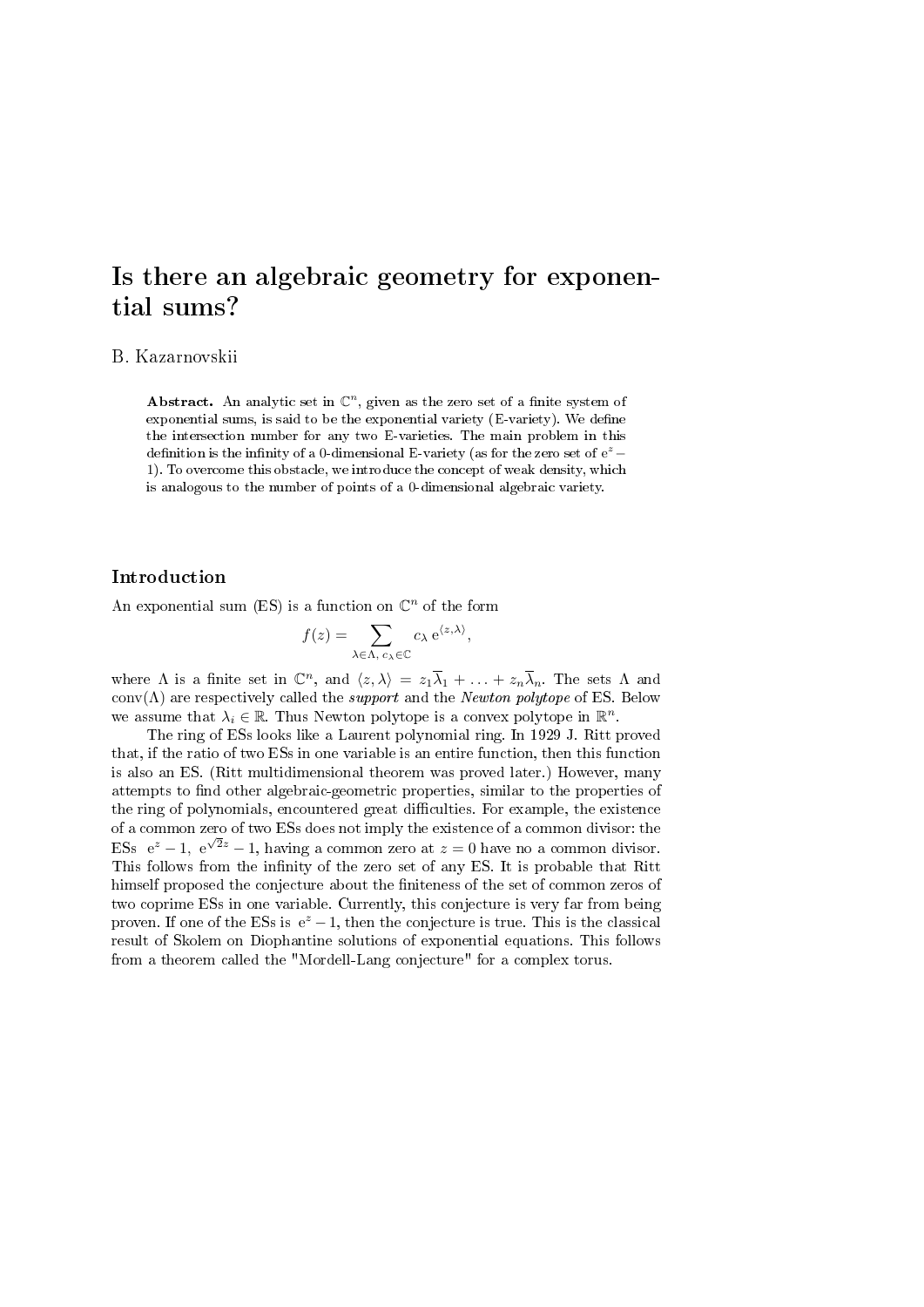# Is there an algebraic geometry for exponential sums?

B. Kazarnovskii

**Abstract.** An analytic set in $\mathbb{C}^n$, given as the zero set of a finite system of exponential sums, is said to be the exponential variety (E-variety). We define the intersection number for any two E-varieties. The main problem in this definition is the infinity of a 0-dimensional E-variety (as for the zero set of $\mathrm{e}^z - 1$). To overcome this obstacle, we introduce the concept of weak density, which is analogous to the number of points of a 0-dimensional algebraic variety.

## Introduction

An exponential sum (ES) is a function on $\mathbb{C}^n$ of the form

$$f(z) = \sum_{\lambda \in \Lambda,\ c_\lambda \in \mathbb{C}} c_\lambda\, \mathrm{e}^{\langle z, \lambda \rangle},$$

where $\Lambda$ is a finite set in $\mathbb{C}^n$, and $\langle z, \lambda \rangle = z_1\overline{\lambda}_1 + \ldots + z_n\overline{\lambda}_n$. The sets $\Lambda$ and $\mathrm{conv}(\Lambda)$ are respectively called the *support* and the *Newton polytope* of ES. Below we assume that $\lambda_i \in \mathbb{R}$. Thus Newton polytope is a convex polytope in $\mathbb{R}^n$.

The ring of ESs looks like a Laurent polynomial ring. In 1929 J. Ritt proved that, if the ratio of two ESs in one variable is an entire function, then this function is also an ES. (Ritt multidimensional theorem was proved later.) However, many attempts to find other algebraic-geometric properties, similar to the properties of the ring of polynomials, encountered great difficulties. For example, the existence of a common zero of two ESs does not imply the existence of a common divisor: the ESs $\mathrm{e}^z - 1$, $\mathrm{e}^{\sqrt{2}z} - 1$, having a common zero at $z = 0$ have no a common divisor. This follows from the infinity of the zero set of any ES. It is probable that Ritt himself proposed the conjecture about the finiteness of the set of common zeros of two coprime ESs in one variable. Currently, this conjecture is very far from being proven. If one of the ESs is $\mathrm{e}^z - 1$, then the conjecture is true. This is the classical result of Skolem on Diophantine solutions of exponential equations. This follows from a theorem called the "Mordell-Lang conjecture" for a complex torus.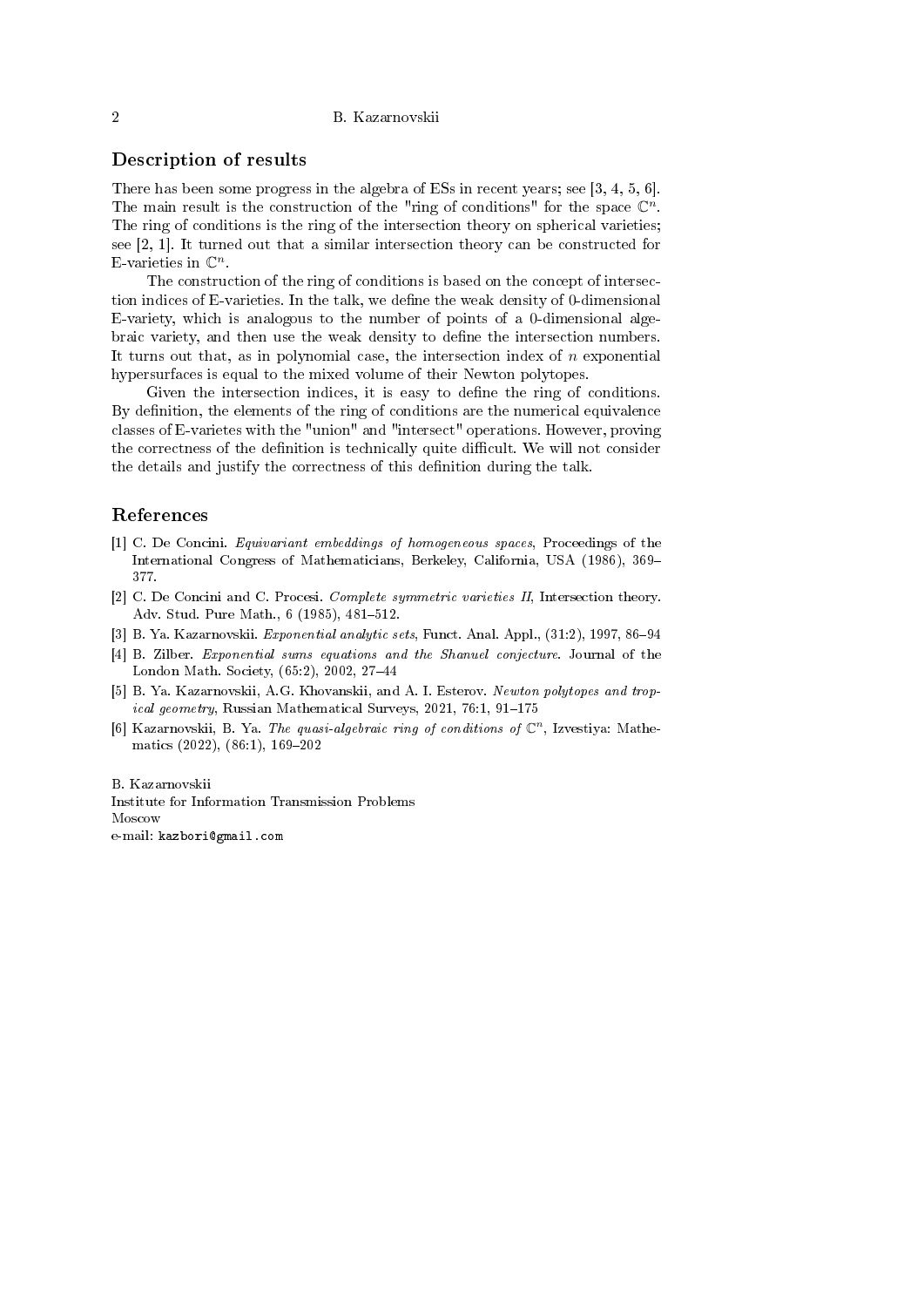## Description of results

There has been some progress in the algebra of ESs in recent years; see [3, 4, 5, 6]. The main result is the construction of the "ring of conditions" for the space $\mathbb{C}^n$. The ring of conditions is the ring of the intersection theory on spherical varieties; see [2, 1]. It turned out that a similar intersection theory can be constructed for E-varieties in $\mathbb{C}^n$.

The construction of the ring of conditions is based on the concept of intersection indices of E-varieties. In the talk, we define the weak density of 0-dimensional E-variety, which is analogous to the number of points of a 0-dimensional algebraic variety, and then use the weak density to define the intersection numbers. It turns out that, as in polynomial case, the intersection index of $n$ exponential hypersurfaces is equal to the mixed volume of their Newton polytopes.

Given the intersection indices, it is easy to define the ring of conditions. By definition, the elements of the ring of conditions are the numerical equivalence classes of E-varietes with the "union" and "intersect" operations. However, proving the correctness of the definition is technically quite difficult. We will not consider the details and justify the correctness of this definition during the talk.

## References

[1] C. De Concini. *Equivariant embeddings of homogeneous spaces*, Proceedings of the International Congress of Mathematicians, Berkeley, California, USA (1986), 369–377.

[2] C. De Concini and C. Procesi. *Complete symmetric varieties II*, Intersection theory. Adv. Stud. Pure Math., 6 (1985), 481–512.

[3] B. Ya. Kazarnovskii. *Exponential analytic sets*, Funct. Anal. Appl., (31:2), 1997, 86–94

[4] B. Zilber. *Exponential sums equations and the Shanuel conjecture*. Journal of the London Math. Society, (65:2), 2002, 27–44

[5] B. Ya. Kazarnovskii, A.G. Khovanskii, and A. I. Esterov. *Newton polytopes and tropical geometry*, Russian Mathematical Surveys, 2021, 76:1, 91–175

[6] Kazarnovskii, B. Ya. *The quasi-algebraic ring of conditions of* $\mathbb{C}^n$, Izvestiya: Mathematics (2022), (86:1), 169–202

B. Kazarnovskii
Institute for Information Transmission Problems
Moscow
e-mail: kazbori@gmail.com